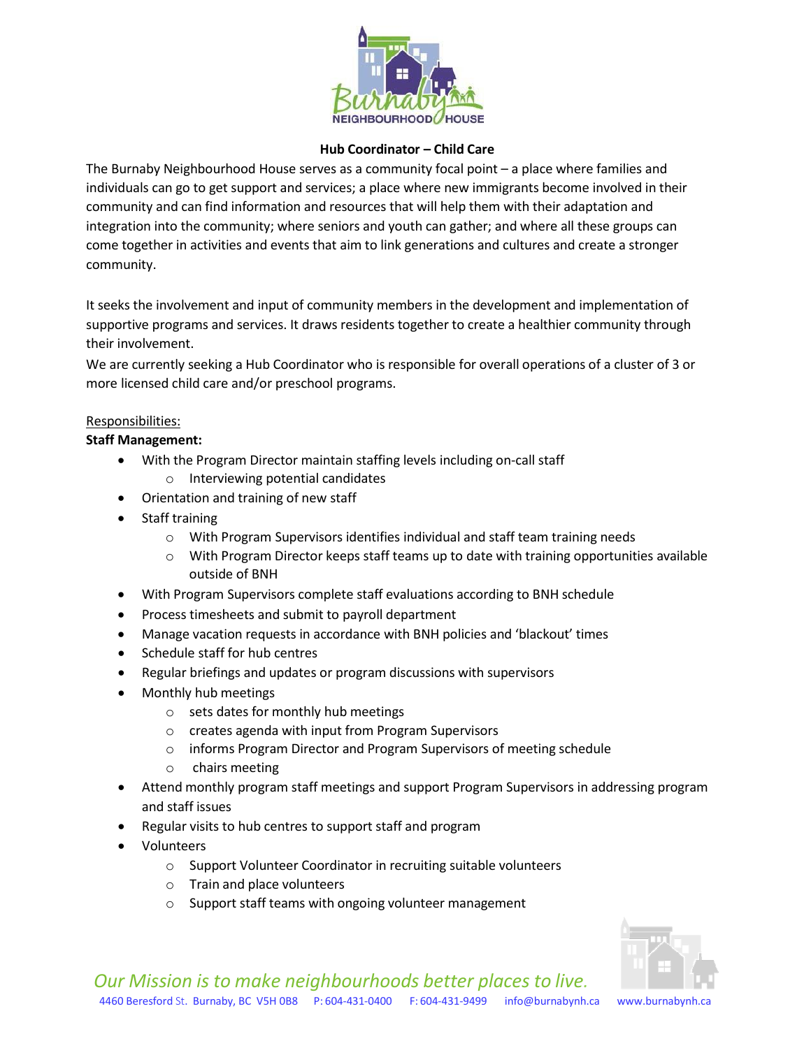## Hub Coordinator – Child Care

The Burnaby Neighbourhood House serves as a community focal point – a place where families and individuals can go to get support and services; a place where new immigrants become involved in their community and can find information and resources that will help them with their adaptation and integration into the community; where seniors and youth can gather; and where all these groups can come together in activities and events that aim to link generations and cultures and create a stronger community.

It seeks the involvement and input of community members in the development and implementation of supportive programs and services. It draws residents together to create a healthier community through their involvement.

We are currently seeking a Hub Coordinator who is responsible for overall operations of a cluster of 3 or more licensed child care and/or preschool programs.

Responsibilities:

**Staff Management:**

- With the Program Director maintain staffing levels including on-call staff
  - Interviewing potential candidates
- Orientation and training of new staff
- Staff training
  - With Program Supervisors identifies individual and staff team training needs
  - With Program Director keeps staff teams up to date with training opportunities available outside of BNH
- With Program Supervisors complete staff evaluations according to BNH schedule
- Process timesheets and submit to payroll department
- Manage vacation requests in accordance with BNH policies and 'blackout' times
- Schedule staff for hub centres
- Regular briefings and updates or program discussions with supervisors
- Monthly hub meetings
  - sets dates for monthly hub meetings
  - creates agenda with input from Program Supervisors
  - informs Program Director and Program Supervisors of meeting schedule
  - chairs meeting
- Attend monthly program staff meetings and support Program Supervisors in addressing program and staff issues
- Regular visits to hub centres to support staff and program
- Volunteers
  - Support Volunteer Coordinator in recruiting suitable volunteers
  - Train and place volunteers
  - Support staff teams with ongoing volunteer management

*Our Mission is to make neighbourhoods better places to live.*

4460 Beresford St. Burnaby, BC V5H 0B8 P: 604-431-0400 F: 604-431-9499 info@burnabynh.ca www.burnabynh.ca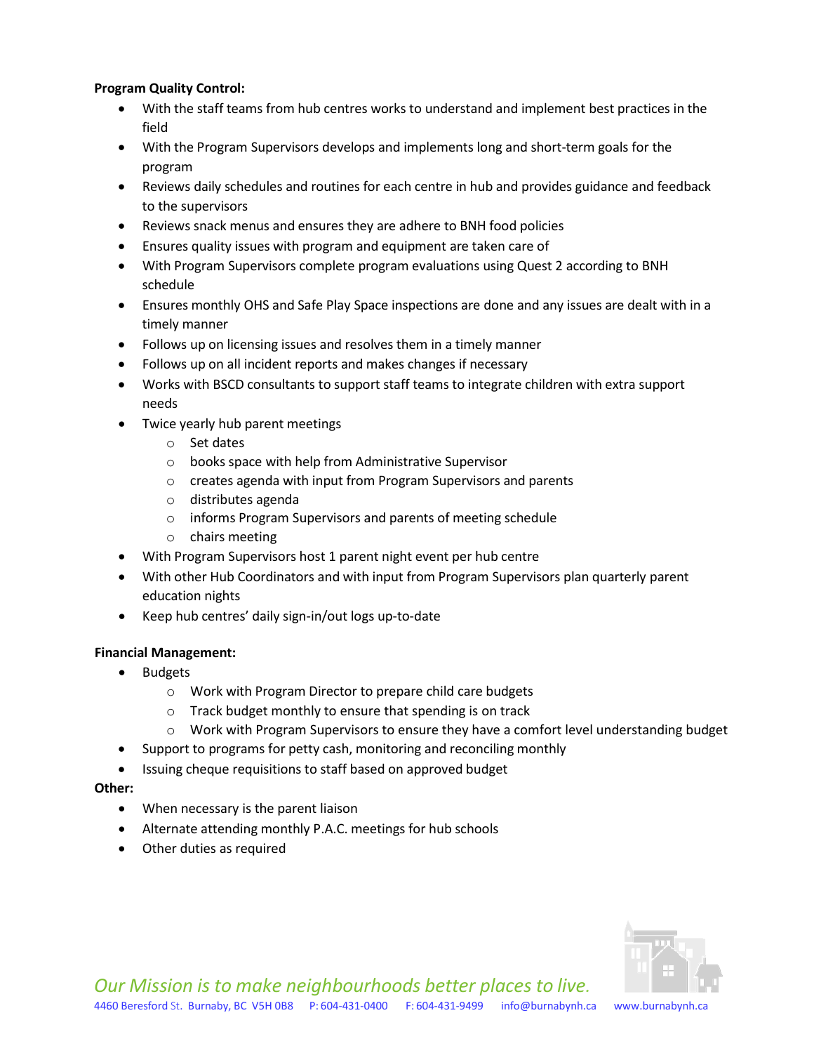**Program Quality Control:**

- With the staff teams from hub centres works to understand and implement best practices in the field
- With the Program Supervisors develops and implements long and short-term goals for the program
- Reviews daily schedules and routines for each centre in hub and provides guidance and feedback to the supervisors
- Reviews snack menus and ensures they are adhere to BNH food policies
- Ensures quality issues with program and equipment are taken care of
- With Program Supervisors complete program evaluations using Quest 2 according to BNH schedule
- Ensures monthly OHS and Safe Play Space inspections are done and any issues are dealt with in a timely manner
- Follows up on licensing issues and resolves them in a timely manner
- Follows up on all incident reports and makes changes if necessary
- Works with BSCD consultants to support staff teams to integrate children with extra support needs
- Twice yearly hub parent meetings
  - Set dates
  - books space with help from Administrative Supervisor
  - creates agenda with input from Program Supervisors and parents
  - distributes agenda
  - informs Program Supervisors and parents of meeting schedule
  - chairs meeting
- With Program Supervisors host 1 parent night event per hub centre
- With other Hub Coordinators and with input from Program Supervisors plan quarterly parent education nights
- Keep hub centres' daily sign-in/out logs up-to-date

**Financial Management:**

- Budgets
  - Work with Program Director to prepare child care budgets
  - Track budget monthly to ensure that spending is on track
  - Work with Program Supervisors to ensure they have a comfort level understanding budget
- Support to programs for petty cash, monitoring and reconciling monthly
- Issuing cheque requisitions to staff based on approved budget

**Other:**

- When necessary is the parent liaison
- Alternate attending monthly P.A.C. meetings for hub schools
- Other duties as required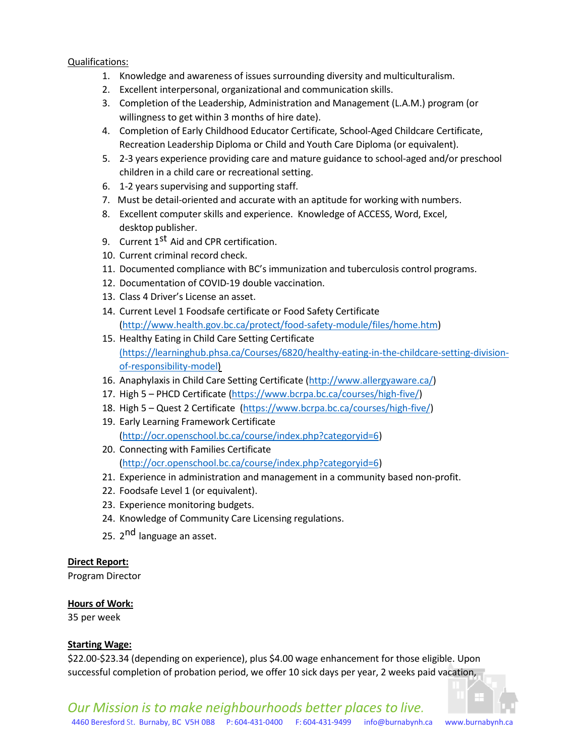Qualifications:

1. Knowledge and awareness of issues surrounding diversity and multiculturalism.
2. Excellent interpersonal, organizational and communication skills.
3. Completion of the Leadership, Administration and Management (L.A.M.) program (or willingness to get within 3 months of hire date).
4. Completion of Early Childhood Educator Certificate, School-Aged Childcare Certificate, Recreation Leadership Diploma or Child and Youth Care Diploma (or equivalent).
5. 2-3 years experience providing care and mature guidance to school-aged and/or preschool children in a child care or recreational setting.
6. 1-2 years supervising and supporting staff.
7. Must be detail-oriented and accurate with an aptitude for working with numbers.
8. Excellent computer skills and experience. Knowledge of ACCESS, Word, Excel, desktop publisher.
9. Current 1st Aid and CPR certification.
10. Current criminal record check.
11. Documented compliance with BC's immunization and tuberculosis control programs.
12. Documentation of COVID-19 double vaccination.
13. Class 4 Driver's License an asset.
14. Current Level 1 Foodsafe certificate or Food Safety Certificate (http://www.health.gov.bc.ca/protect/food-safety-module/files/home.htm)
15. Healthy Eating in Child Care Setting Certificate (https://learninghub.phsa.ca/Courses/6820/healthy-eating-in-the-childcare-setting-division-of-responsibility-model)
16. Anaphylaxis in Child Care Setting Certificate (http://www.allergyaware.ca/)
17. High 5 – PHCD Certificate (https://www.bcrpa.bc.ca/courses/high-five/)
18. High 5 – Quest 2 Certificate (https://www.bcrpa.bc.ca/courses/high-five/)
19. Early Learning Framework Certificate (http://ocr.openschool.bc.ca/course/index.php?categoryid=6)
20. Connecting with Families Certificate (http://ocr.openschool.bc.ca/course/index.php?categoryid=6)
21. Experience in administration and management in a community based non-profit.
22. Foodsafe Level 1 (or equivalent).
23. Experience monitoring budgets.
24. Knowledge of Community Care Licensing regulations.
25. 2nd language an asset.

**Direct Report:**
Program Director

**Hours of Work:**
35 per week

**Starting Wage:**
$22.00-$23.34 (depending on experience), plus $4.00 wage enhancement for those eligible. Upon successful completion of probation period, we offer 10 sick days per year, 2 weeks paid vacation,

*Our Mission is to make neighbourhoods better places to live.*

4460 Beresford St. Burnaby, BC V5H 0B8 P: 604-431-0400 F: 604-431-9499 info@burnabynh.ca www.burnabynh.ca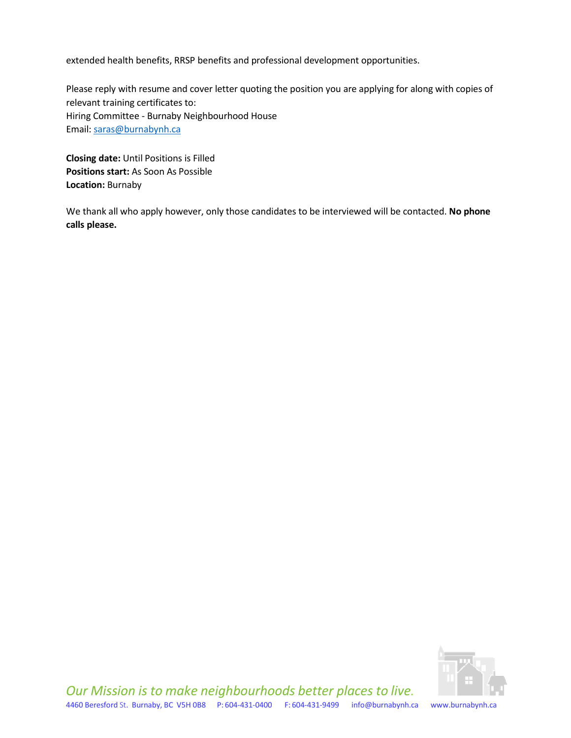extended health benefits, RRSP benefits and professional development opportunities.

Please reply with resume and cover letter quoting the position you are applying for along with copies of relevant training certificates to:
Hiring Committee - Burnaby Neighbourhood House
Email: saras@burnabynh.ca

**Closing date:** Until Positions is Filled
**Positions start:** As Soon As Possible
**Location:** Burnaby

We thank all who apply however, only those candidates to be interviewed will be contacted. **No phone calls please.**